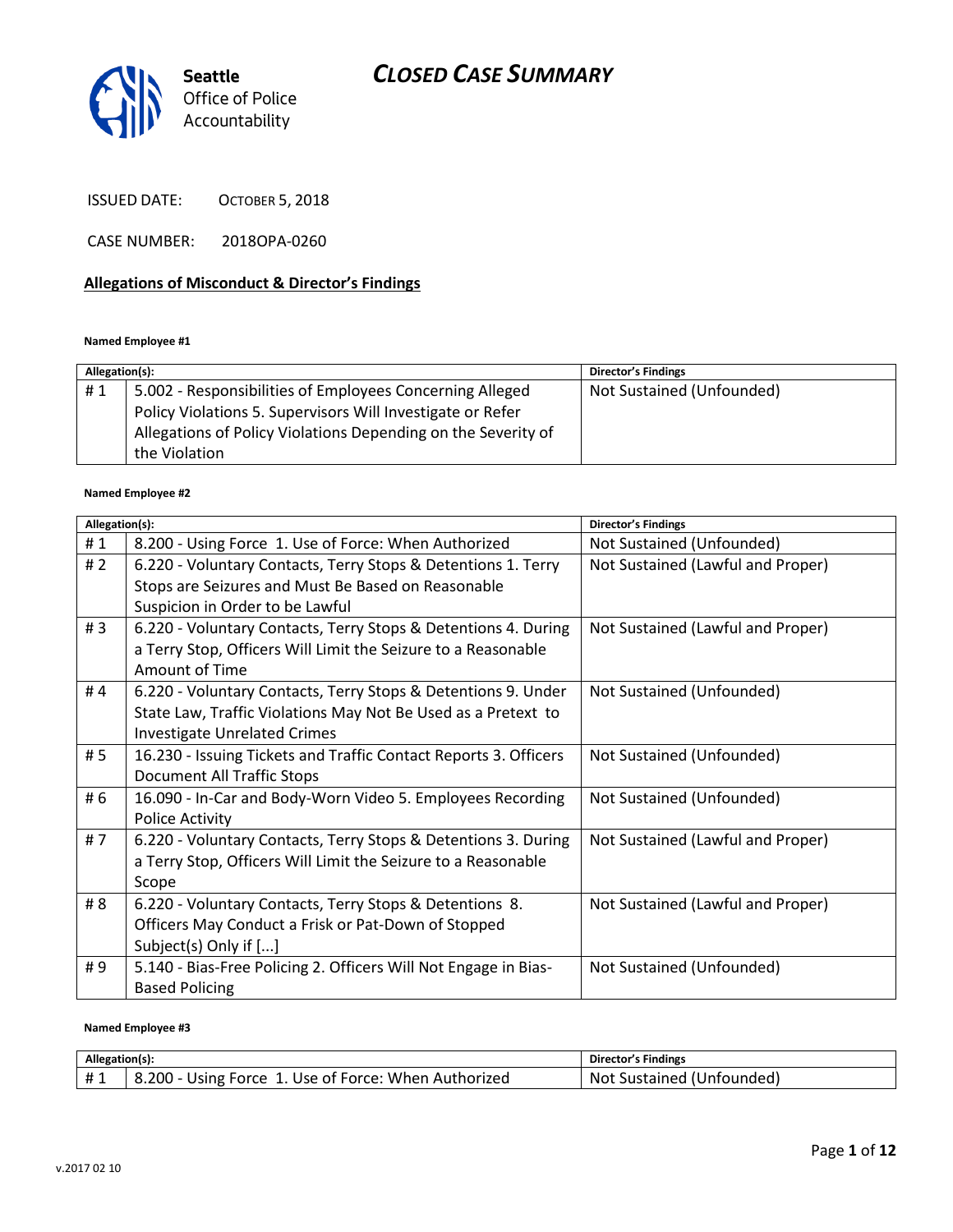# CLOSED CASE SUMMARY

Seattle Office of Police Accountability

ISSUED DATE: OCTOBER 5, 2018

CASE NUMBER: 2018OPA-0260

## Allegations of Misconduct & Director's Findings

**Named Employee #1**

| Allegation(s): | | Director's Findings |
|---|---|---|
| # 1 | 5.002 - Responsibilities of Employees Concerning Alleged Policy Violations 5. Supervisors Will Investigate or Refer Allegations of Policy Violations Depending on the Severity of the Violation | Not Sustained (Unfounded) |

**Named Employee #2**

| Allegation(s): | | Director's Findings |
|---|---|---|
| # 1 | 8.200 - Using Force 1. Use of Force: When Authorized | Not Sustained (Unfounded) |
| # 2 | 6.220 - Voluntary Contacts, Terry Stops & Detentions 1. Terry Stops are Seizures and Must Be Based on Reasonable Suspicion in Order to be Lawful | Not Sustained (Lawful and Proper) |
| # 3 | 6.220 - Voluntary Contacts, Terry Stops & Detentions 4. During a Terry Stop, Officers Will Limit the Seizure to a Reasonable Amount of Time | Not Sustained (Lawful and Proper) |
| # 4 | 6.220 - Voluntary Contacts, Terry Stops & Detentions 9. Under State Law, Traffic Violations May Not Be Used as a Pretext to Investigate Unrelated Crimes | Not Sustained (Unfounded) |
| # 5 | 16.230 - Issuing Tickets and Traffic Contact Reports 3. Officers Document All Traffic Stops | Not Sustained (Unfounded) |
| # 6 | 16.090 - In-Car and Body-Worn Video 5. Employees Recording Police Activity | Not Sustained (Unfounded) |
| # 7 | 6.220 - Voluntary Contacts, Terry Stops & Detentions 3. During a Terry Stop, Officers Will Limit the Seizure to a Reasonable Scope | Not Sustained (Lawful and Proper) |
| # 8 | 6.220 - Voluntary Contacts, Terry Stops & Detentions 8. Officers May Conduct a Frisk or Pat-Down of Stopped Subject(s) Only if [...] | Not Sustained (Lawful and Proper) |
| # 9 | 5.140 - Bias-Free Policing 2. Officers Will Not Engage in Bias-Based Policing | Not Sustained (Unfounded) |

**Named Employee #3**

| Allegation(s): | | Director's Findings |
|---|---|---|
| # 1 | 8.200 - Using Force 1. Use of Force: When Authorized | Not Sustained (Unfounded) |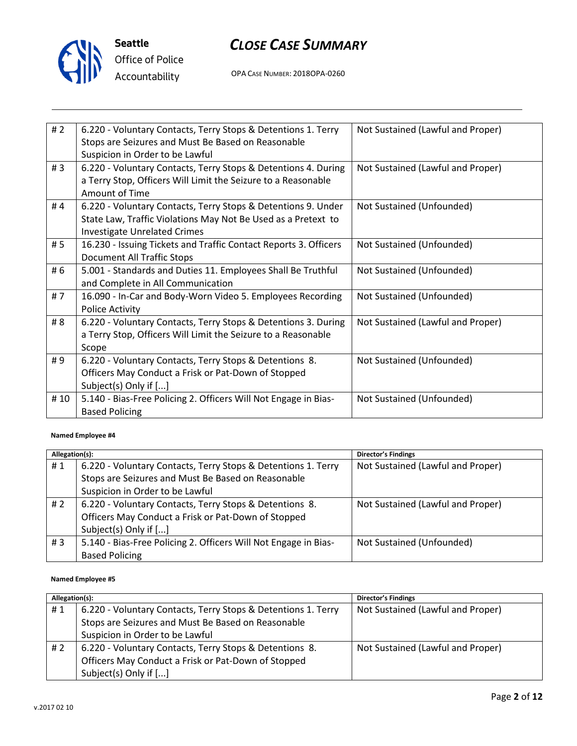| # 2 | 6.220 - Voluntary Contacts, Terry Stops & Detentions 1. Terry Stops are Seizures and Must Be Based on Reasonable Suspicion in Order to be Lawful | Not Sustained (Lawful and Proper) |
|---|---|---|
| # 3 | 6.220 - Voluntary Contacts, Terry Stops & Detentions 4. During a Terry Stop, Officers Will Limit the Seizure to a Reasonable Amount of Time | Not Sustained (Lawful and Proper) |
| # 4 | 6.220 - Voluntary Contacts, Terry Stops & Detentions 9. Under State Law, Traffic Violations May Not Be Used as a Pretext to Investigate Unrelated Crimes | Not Sustained (Unfounded) |
| # 5 | 16.230 - Issuing Tickets and Traffic Contact Reports 3. Officers Document All Traffic Stops | Not Sustained (Unfounded) |
| # 6 | 5.001 - Standards and Duties 11. Employees Shall Be Truthful and Complete in All Communication | Not Sustained (Unfounded) |
| # 7 | 16.090 - In-Car and Body-Worn Video 5. Employees Recording Police Activity | Not Sustained (Unfounded) |
| # 8 | 6.220 - Voluntary Contacts, Terry Stops & Detentions 3. During a Terry Stop, Officers Will Limit the Seizure to a Reasonable Scope | Not Sustained (Lawful and Proper) |
| # 9 | 6.220 - Voluntary Contacts, Terry Stops & Detentions 8. Officers May Conduct a Frisk or Pat-Down of Stopped Subject(s) Only if [...] | Not Sustained (Unfounded) |
| # 10 | 5.140 - Bias-Free Policing 2. Officers Will Not Engage in Bias-Based Policing | Not Sustained (Unfounded) |

**Named Employee #4**

| Allegation(s): | | Director's Findings |
|---|---|---|
| # 1 | 6.220 - Voluntary Contacts, Terry Stops & Detentions 1. Terry Stops are Seizures and Must Be Based on Reasonable Suspicion in Order to be Lawful | Not Sustained (Lawful and Proper) |
| # 2 | 6.220 - Voluntary Contacts, Terry Stops & Detentions 8. Officers May Conduct a Frisk or Pat-Down of Stopped Subject(s) Only if [...] | Not Sustained (Lawful and Proper) |
| # 3 | 5.140 - Bias-Free Policing 2. Officers Will Not Engage in Bias-Based Policing | Not Sustained (Unfounded) |

**Named Employee #5**

| Allegation(s): | | Director's Findings |
|---|---|---|
| # 1 | 6.220 - Voluntary Contacts, Terry Stops & Detentions 1. Terry Stops are Seizures and Must Be Based on Reasonable Suspicion in Order to be Lawful | Not Sustained (Lawful and Proper) |
| # 2 | 6.220 - Voluntary Contacts, Terry Stops & Detentions 8. Officers May Conduct a Frisk or Pat-Down of Stopped Subject(s) Only if [...] | Not Sustained (Lawful and Proper) |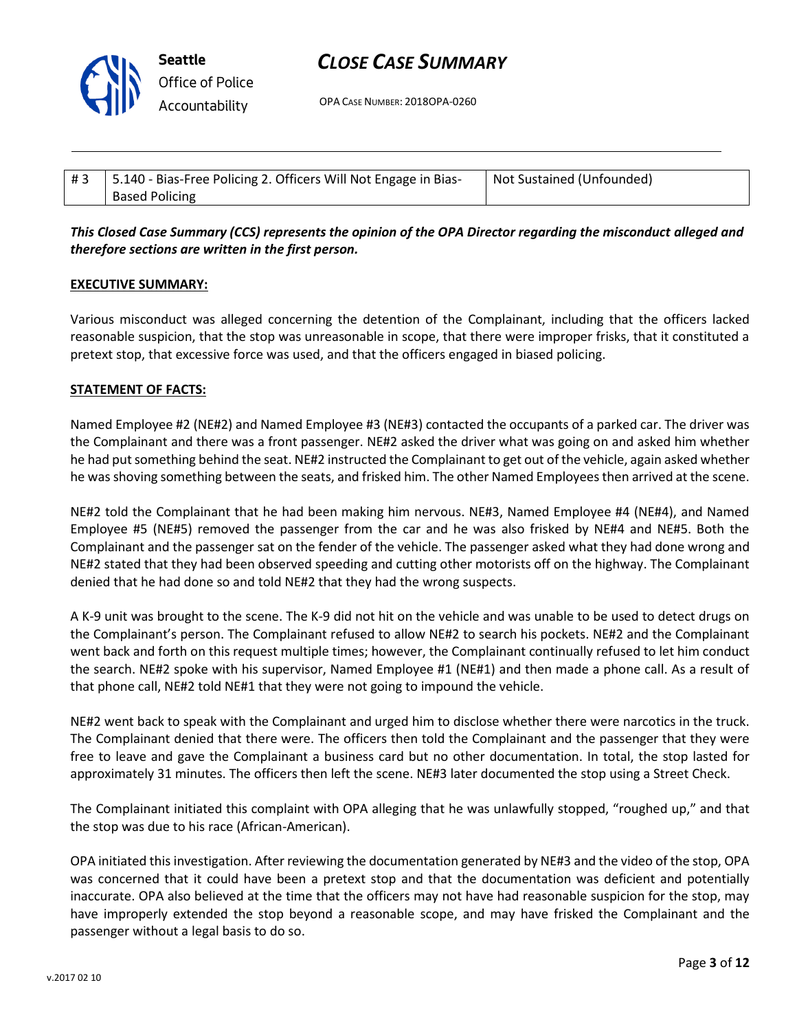| # 3 | 5.140 - Bias-Free Policing 2. Officers Will Not Engage in Bias-Based Policing | Not Sustained (Unfounded) |
|---|---|---|

***This Closed Case Summary (CCS) represents the opinion of the OPA Director regarding the misconduct alleged and therefore sections are written in the first person.***

**EXECUTIVE SUMMARY:**

Various misconduct was alleged concerning the detention of the Complainant, including that the officers lacked reasonable suspicion, that the stop was unreasonable in scope, that there were improper frisks, that it constituted a pretext stop, that excessive force was used, and that the officers engaged in biased policing.

**STATEMENT OF FACTS:**

Named Employee #2 (NE#2) and Named Employee #3 (NE#3) contacted the occupants of a parked car. The driver was the Complainant and there was a front passenger. NE#2 asked the driver what was going on and asked him whether he had put something behind the seat. NE#2 instructed the Complainant to get out of the vehicle, again asked whether he was shoving something between the seats, and frisked him. The other Named Employees then arrived at the scene.

NE#2 told the Complainant that he had been making him nervous. NE#3, Named Employee #4 (NE#4), and Named Employee #5 (NE#5) removed the passenger from the car and he was also frisked by NE#4 and NE#5. Both the Complainant and the passenger sat on the fender of the vehicle. The passenger asked what they had done wrong and NE#2 stated that they had been observed speeding and cutting other motorists off on the highway. The Complainant denied that he had done so and told NE#2 that they had the wrong suspects.

A K-9 unit was brought to the scene. The K-9 did not hit on the vehicle and was unable to be used to detect drugs on the Complainant's person. The Complainant refused to allow NE#2 to search his pockets. NE#2 and the Complainant went back and forth on this request multiple times; however, the Complainant continually refused to let him conduct the search. NE#2 spoke with his supervisor, Named Employee #1 (NE#1) and then made a phone call. As a result of that phone call, NE#2 told NE#1 that they were not going to impound the vehicle.

NE#2 went back to speak with the Complainant and urged him to disclose whether there were narcotics in the truck. The Complainant denied that there were. The officers then told the Complainant and the passenger that they were free to leave and gave the Complainant a business card but no other documentation. In total, the stop lasted for approximately 31 minutes. The officers then left the scene. NE#3 later documented the stop using a Street Check.

The Complainant initiated this complaint with OPA alleging that he was unlawfully stopped, "roughed up," and that the stop was due to his race (African-American).

OPA initiated this investigation. After reviewing the documentation generated by NE#3 and the video of the stop, OPA was concerned that it could have been a pretext stop and that the documentation was deficient and potentially inaccurate. OPA also believed at the time that the officers may not have had reasonable suspicion for the stop, may have improperly extended the stop beyond a reasonable scope, and may have frisked the Complainant and the passenger without a legal basis to do so.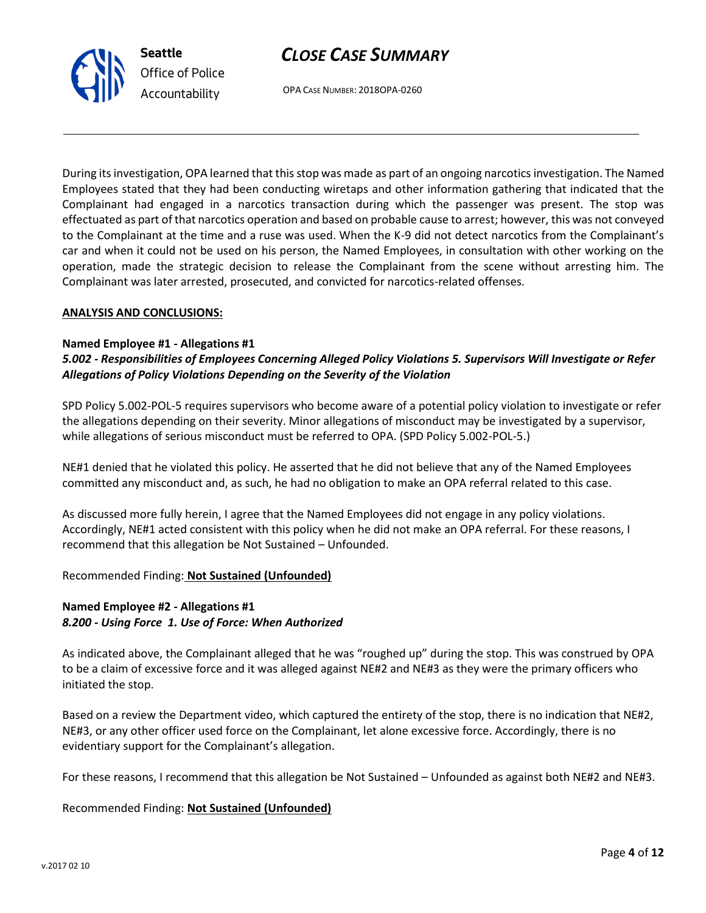During its investigation, OPA learned that this stop was made as part of an ongoing narcotics investigation. The Named Employees stated that they had been conducting wiretaps and other information gathering that indicated that the Complainant had engaged in a narcotics transaction during which the passenger was present. The stop was effectuated as part of that narcotics operation and based on probable cause to arrest; however, this was not conveyed to the Complainant at the time and a ruse was used. When the K-9 did not detect narcotics from the Complainant's car and when it could not be used on his person, the Named Employees, in consultation with other working on the operation, made the strategic decision to release the Complainant from the scene without arresting him. The Complainant was later arrested, prosecuted, and convicted for narcotics-related offenses.

**ANALYSIS AND CONCLUSIONS:**

**Named Employee #1 - Allegations #1**
***5.002 - Responsibilities of Employees Concerning Alleged Policy Violations 5. Supervisors Will Investigate or Refer Allegations of Policy Violations Depending on the Severity of the Violation***

SPD Policy 5.002-POL-5 requires supervisors who become aware of a potential policy violation to investigate or refer the allegations depending on their severity. Minor allegations of misconduct may be investigated by a supervisor, while allegations of serious misconduct must be referred to OPA. (SPD Policy 5.002-POL-5.)

NE#1 denied that he violated this policy. He asserted that he did not believe that any of the Named Employees committed any misconduct and, as such, he had no obligation to make an OPA referral related to this case.

As discussed more fully herein, I agree that the Named Employees did not engage in any policy violations. Accordingly, NE#1 acted consistent with this policy when he did not make an OPA referral. For these reasons, I recommend that this allegation be Not Sustained – Unfounded.

Recommended Finding: **Not Sustained (Unfounded)**

**Named Employee #2 - Allegations #1**
***8.200 - Using Force 1. Use of Force: When Authorized***

As indicated above, the Complainant alleged that he was "roughed up" during the stop. This was construed by OPA to be a claim of excessive force and it was alleged against NE#2 and NE#3 as they were the primary officers who initiated the stop.

Based on a review the Department video, which captured the entirety of the stop, there is no indication that NE#2, NE#3, or any other officer used force on the Complainant, let alone excessive force. Accordingly, there is no evidentiary support for the Complainant's allegation.

For these reasons, I recommend that this allegation be Not Sustained – Unfounded as against both NE#2 and NE#3.

Recommended Finding: **Not Sustained (Unfounded)**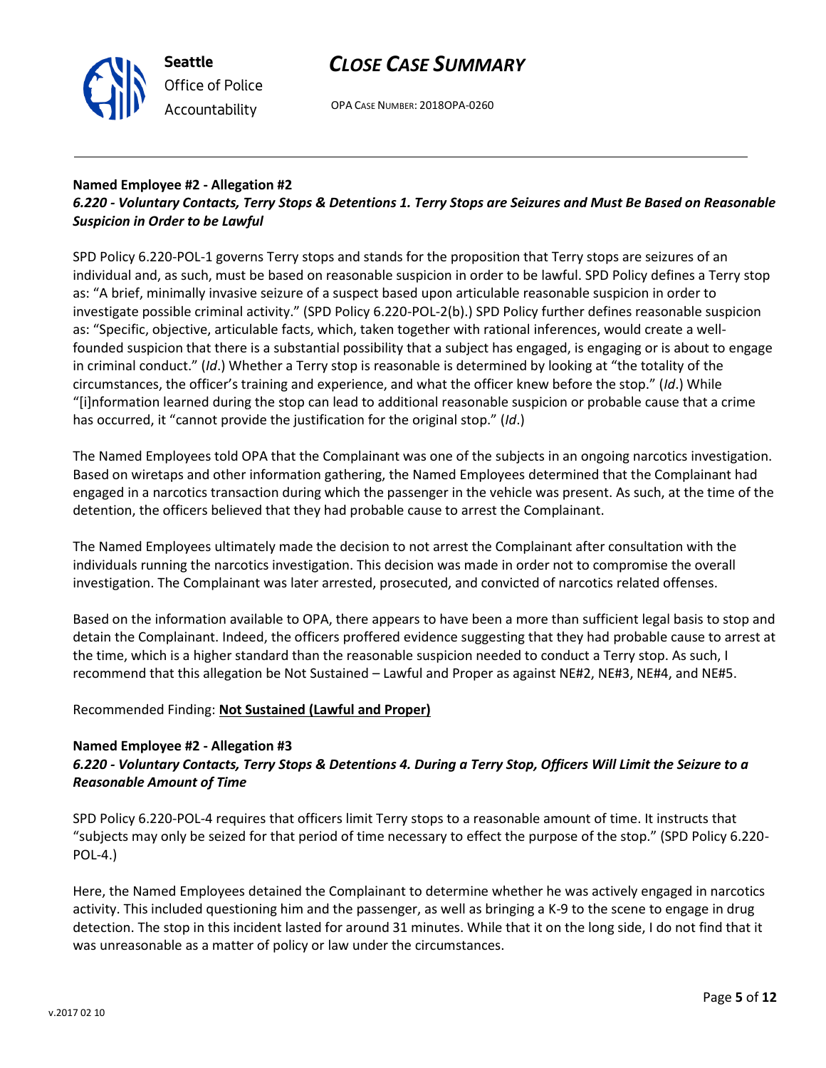#### Named Employee #2 - Allegation #2

***6.220 - Voluntary Contacts, Terry Stops & Detentions 1. Terry Stops are Seizures and Must Be Based on Reasonable Suspicion in Order to be Lawful***

SPD Policy 6.220-POL-1 governs Terry stops and stands for the proposition that Terry stops are seizures of an individual and, as such, must be based on reasonable suspicion in order to be lawful. SPD Policy defines a Terry stop as: "A brief, minimally invasive seizure of a suspect based upon articulable reasonable suspicion in order to investigate possible criminal activity." (SPD Policy 6.220-POL-2(b).) SPD Policy further defines reasonable suspicion as: "Specific, objective, articulable facts, which, taken together with rational inferences, would create a well-founded suspicion that there is a substantial possibility that a subject has engaged, is engaging or is about to engage in criminal conduct." (*Id*.) Whether a Terry stop is reasonable is determined by looking at "the totality of the circumstances, the officer's training and experience, and what the officer knew before the stop." (*Id*.) While "[i]nformation learned during the stop can lead to additional reasonable suspicion or probable cause that a crime has occurred, it "cannot provide the justification for the original stop." (*Id*.)

The Named Employees told OPA that the Complainant was one of the subjects in an ongoing narcotics investigation. Based on wiretaps and other information gathering, the Named Employees determined that the Complainant had engaged in a narcotics transaction during which the passenger in the vehicle was present. As such, at the time of the detention, the officers believed that they had probable cause to arrest the Complainant.

The Named Employees ultimately made the decision to not arrest the Complainant after consultation with the individuals running the narcotics investigation. This decision was made in order not to compromise the overall investigation. The Complainant was later arrested, prosecuted, and convicted of narcotics related offenses.

Based on the information available to OPA, there appears to have been a more than sufficient legal basis to stop and detain the Complainant. Indeed, the officers proffered evidence suggesting that they had probable cause to arrest at the time, which is a higher standard than the reasonable suspicion needed to conduct a Terry stop. As such, I recommend that this allegation be Not Sustained – Lawful and Proper as against NE#2, NE#3, NE#4, and NE#5.

Recommended Finding: **Not Sustained (Lawful and Proper)**

#### Named Employee #2 - Allegation #3

***6.220 - Voluntary Contacts, Terry Stops & Detentions 4. During a Terry Stop, Officers Will Limit the Seizure to a Reasonable Amount of Time***

SPD Policy 6.220-POL-4 requires that officers limit Terry stops to a reasonable amount of time. It instructs that "subjects may only be seized for that period of time necessary to effect the purpose of the stop." (SPD Policy 6.220-POL-4.)

Here, the Named Employees detained the Complainant to determine whether he was actively engaged in narcotics activity. This included questioning him and the passenger, as well as bringing a K-9 to the scene to engage in drug detection. The stop in this incident lasted for around 31 minutes. While that it on the long side, I do not find that it was unreasonable as a matter of policy or law under the circumstances.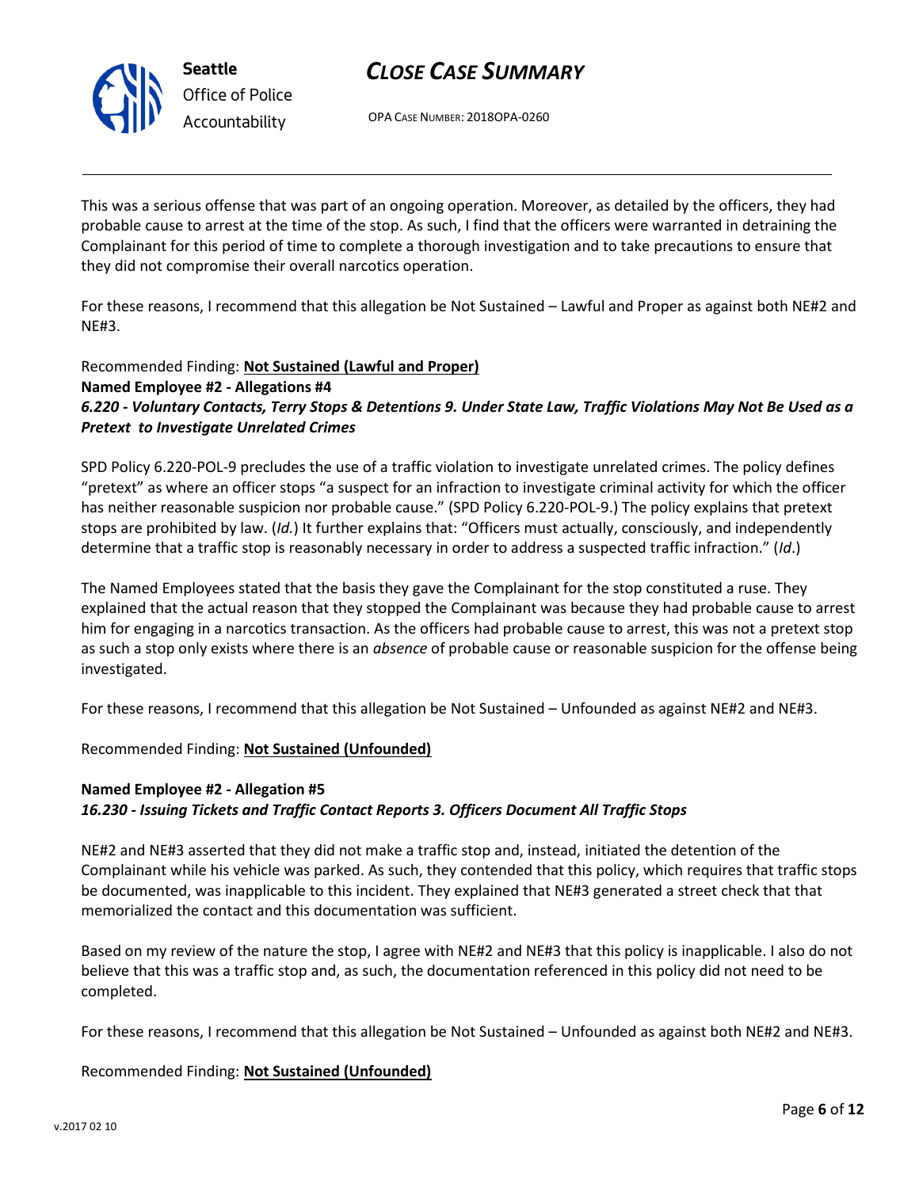This was a serious offense that was part of an ongoing operation. Moreover, as detailed by the officers, they had probable cause to arrest at the time of the stop. As such, I find that the officers were warranted in detraining the Complainant for this period of time to complete a thorough investigation and to take precautions to ensure that they did not compromise their overall narcotics operation.

For these reasons, I recommend that this allegation be Not Sustained – Lawful and Proper as against both NE#2 and NE#3.

Recommended Finding: **Not Sustained (Lawful and Proper)**

**Named Employee #2 - Allegations #4**
***6.220 - Voluntary Contacts, Terry Stops & Detentions 9. Under State Law, Traffic Violations May Not Be Used as a Pretext to Investigate Unrelated Crimes***

SPD Policy 6.220-POL-9 precludes the use of a traffic violation to investigate unrelated crimes. The policy defines "pretext" as where an officer stops "a suspect for an infraction to investigate criminal activity for which the officer has neither reasonable suspicion nor probable cause." (SPD Policy 6.220-POL-9.) The policy explains that pretext stops are prohibited by law. (*Id.*) It further explains that: "Officers must actually, consciously, and independently determine that a traffic stop is reasonably necessary in order to address a suspected traffic infraction." (*Id*.)

The Named Employees stated that the basis they gave the Complainant for the stop constituted a ruse. They explained that the actual reason that they stopped the Complainant was because they had probable cause to arrest him for engaging in a narcotics transaction. As the officers had probable cause to arrest, this was not a pretext stop as such a stop only exists where there is an *absence* of probable cause or reasonable suspicion for the offense being investigated.

For these reasons, I recommend that this allegation be Not Sustained – Unfounded as against NE#2 and NE#3.

Recommended Finding: **Not Sustained (Unfounded)**

**Named Employee #2 - Allegation #5**
***16.230 - Issuing Tickets and Traffic Contact Reports 3. Officers Document All Traffic Stops***

NE#2 and NE#3 asserted that they did not make a traffic stop and, instead, initiated the detention of the Complainant while his vehicle was parked. As such, they contended that this policy, which requires that traffic stops be documented, was inapplicable to this incident. They explained that NE#3 generated a street check that that memorialized the contact and this documentation was sufficient.

Based on my review of the nature the stop, I agree with NE#2 and NE#3 that this policy is inapplicable. I also do not believe that this was a traffic stop and, as such, the documentation referenced in this policy did not need to be completed.

For these reasons, I recommend that this allegation be Not Sustained – Unfounded as against both NE#2 and NE#3.

Recommended Finding: **Not Sustained (Unfounded)**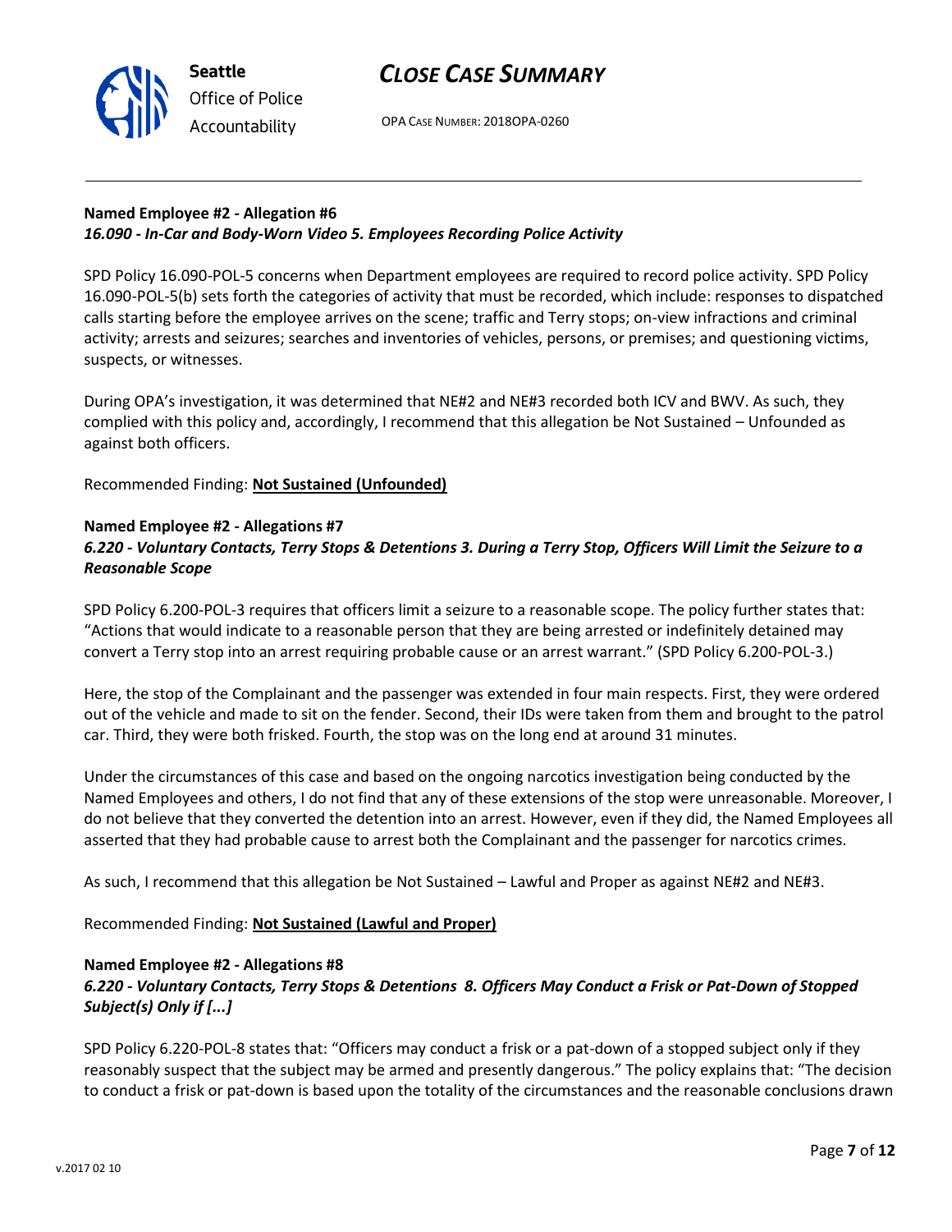**Named Employee #2 - Allegation #6**
***16.090 - In-Car and Body-Worn Video 5. Employees Recording Police Activity***

SPD Policy 16.090-POL-5 concerns when Department employees are required to record police activity. SPD Policy 16.090-POL-5(b) sets forth the categories of activity that must be recorded, which include: responses to dispatched calls starting before the employee arrives on the scene; traffic and Terry stops; on-view infractions and criminal activity; arrests and seizures; searches and inventories of vehicles, persons, or premises; and questioning victims, suspects, or witnesses.

During OPA's investigation, it was determined that NE#2 and NE#3 recorded both ICV and BWV. As such, they complied with this policy and, accordingly, I recommend that this allegation be Not Sustained – Unfounded as against both officers.

Recommended Finding: **Not Sustained (Unfounded)**

**Named Employee #2 - Allegations #7**
***6.220 - Voluntary Contacts, Terry Stops & Detentions 3. During a Terry Stop, Officers Will Limit the Seizure to a Reasonable Scope***

SPD Policy 6.200-POL-3 requires that officers limit a seizure to a reasonable scope. The policy further states that: "Actions that would indicate to a reasonable person that they are being arrested or indefinitely detained may convert a Terry stop into an arrest requiring probable cause or an arrest warrant." (SPD Policy 6.200-POL-3.)

Here, the stop of the Complainant and the passenger was extended in four main respects. First, they were ordered out of the vehicle and made to sit on the fender. Second, their IDs were taken from them and brought to the patrol car. Third, they were both frisked. Fourth, the stop was on the long end at around 31 minutes.

Under the circumstances of this case and based on the ongoing narcotics investigation being conducted by the Named Employees and others, I do not find that any of these extensions of the stop were unreasonable. Moreover, I do not believe that they converted the detention into an arrest. However, even if they did, the Named Employees all asserted that they had probable cause to arrest both the Complainant and the passenger for narcotics crimes.

As such, I recommend that this allegation be Not Sustained – Lawful and Proper as against NE#2 and NE#3.

Recommended Finding: **Not Sustained (Lawful and Proper)**

**Named Employee #2 - Allegations #8**
***6.220 - Voluntary Contacts, Terry Stops & Detentions 8. Officers May Conduct a Frisk or Pat-Down of Stopped Subject(s) Only if [...]***

SPD Policy 6.220-POL-8 states that: "Officers may conduct a frisk or a pat-down of a stopped subject only if they reasonably suspect that the subject may be armed and presently dangerous." The policy explains that: "The decision to conduct a frisk or pat-down is based upon the totality of the circumstances and the reasonable conclusions drawn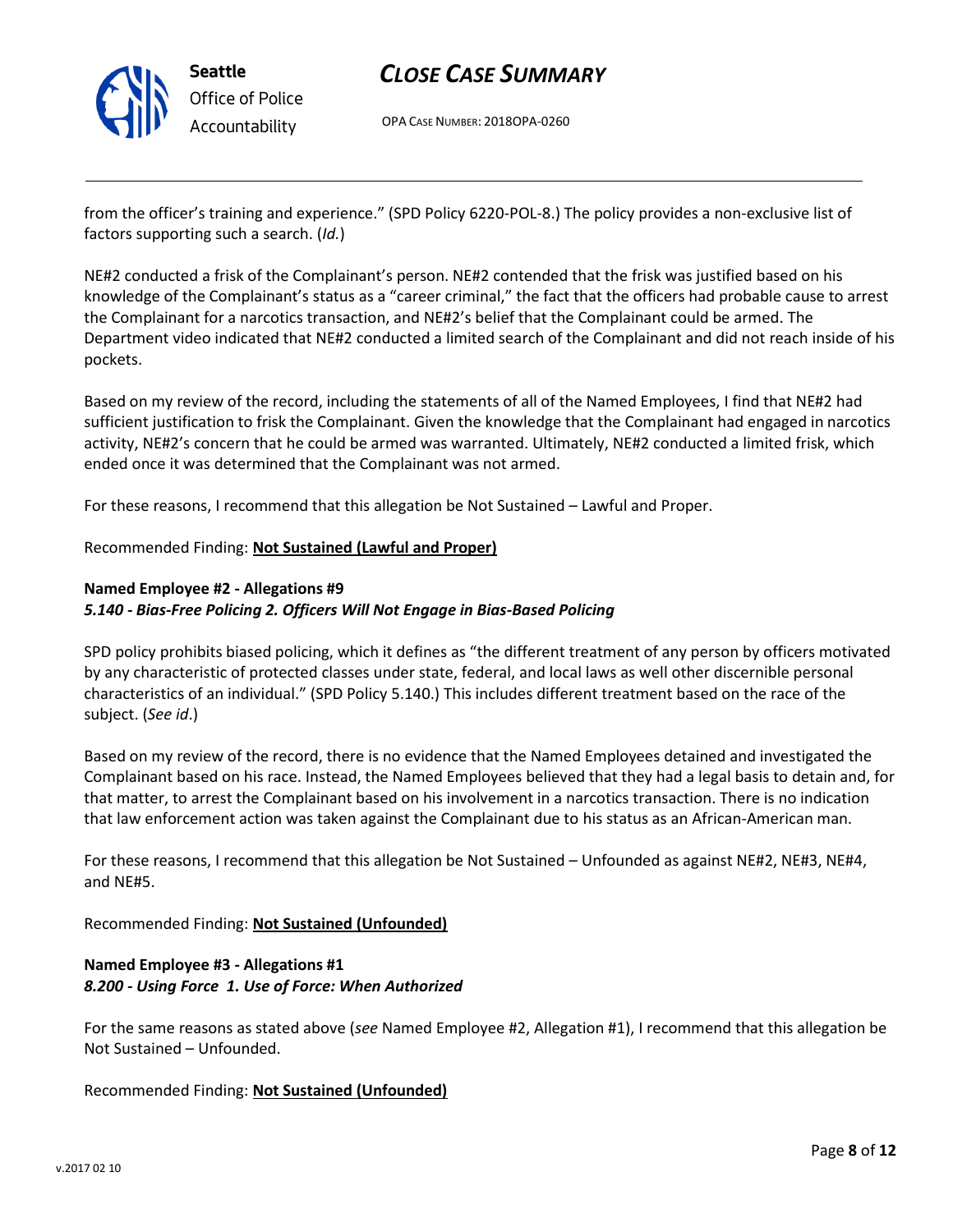from the officer's training and experience." (SPD Policy 6220-POL-8.) The policy provides a non-exclusive list of factors supporting such a search. (*Id.*)

NE#2 conducted a frisk of the Complainant's person. NE#2 contended that the frisk was justified based on his knowledge of the Complainant's status as a "career criminal," the fact that the officers had probable cause to arrest the Complainant for a narcotics transaction, and NE#2's belief that the Complainant could be armed. The Department video indicated that NE#2 conducted a limited search of the Complainant and did not reach inside of his pockets.

Based on my review of the record, including the statements of all of the Named Employees, I find that NE#2 had sufficient justification to frisk the Complainant. Given the knowledge that the Complainant had engaged in narcotics activity, NE#2's concern that he could be armed was warranted. Ultimately, NE#2 conducted a limited frisk, which ended once it was determined that the Complainant was not armed.

For these reasons, I recommend that this allegation be Not Sustained – Lawful and Proper.

Recommended Finding: **Not Sustained (Lawful and Proper)**

**Named Employee #2 - Allegations #9**
***5.140 - Bias-Free Policing 2. Officers Will Not Engage in Bias-Based Policing***

SPD policy prohibits biased policing, which it defines as "the different treatment of any person by officers motivated by any characteristic of protected classes under state, federal, and local laws as well other discernible personal characteristics of an individual." (SPD Policy 5.140.) This includes different treatment based on the race of the subject. (*See id*.)

Based on my review of the record, there is no evidence that the Named Employees detained and investigated the Complainant based on his race. Instead, the Named Employees believed that they had a legal basis to detain and, for that matter, to arrest the Complainant based on his involvement in a narcotics transaction. There is no indication that law enforcement action was taken against the Complainant due to his status as an African-American man.

For these reasons, I recommend that this allegation be Not Sustained – Unfounded as against NE#2, NE#3, NE#4, and NE#5.

Recommended Finding: **Not Sustained (Unfounded)**

**Named Employee #3 - Allegations #1**
***8.200 - Using Force 1. Use of Force: When Authorized***

For the same reasons as stated above (*see* Named Employee #2, Allegation #1), I recommend that this allegation be Not Sustained – Unfounded.

Recommended Finding: **Not Sustained (Unfounded)**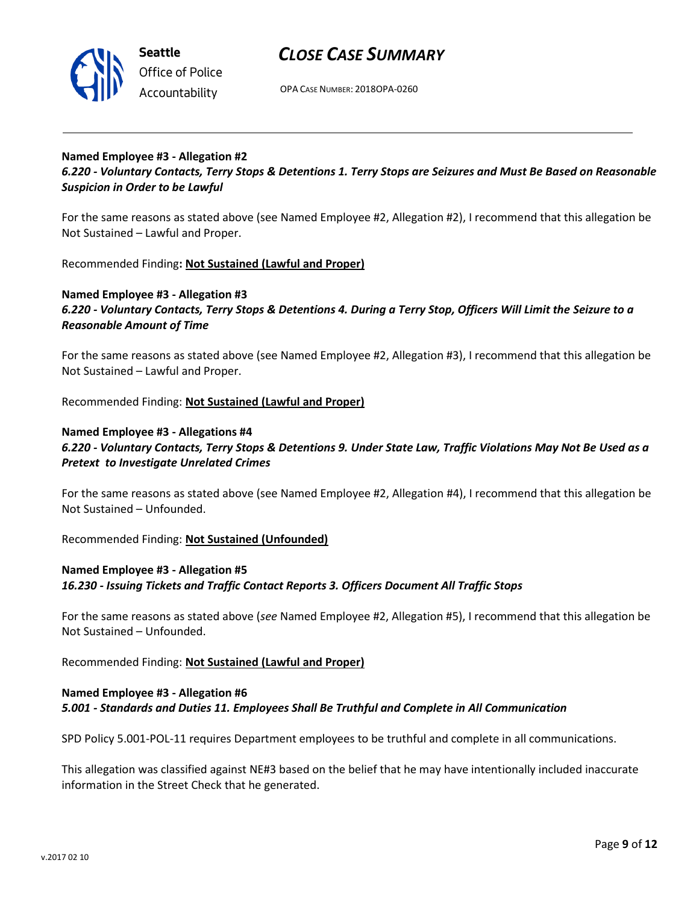**Named Employee #3 - Allegation #2**
***6.220 - Voluntary Contacts, Terry Stops & Detentions 1. Terry Stops are Seizures and Must Be Based on Reasonable Suspicion in Order to be Lawful***

For the same reasons as stated above (see Named Employee #2, Allegation #2), I recommend that this allegation be Not Sustained – Lawful and Proper.

Recommended Finding**: Not Sustained (Lawful and Proper)**

**Named Employee #3 - Allegation #3**
***6.220 - Voluntary Contacts, Terry Stops & Detentions 4. During a Terry Stop, Officers Will Limit the Seizure to a Reasonable Amount of Time***

For the same reasons as stated above (see Named Employee #2, Allegation #3), I recommend that this allegation be Not Sustained – Lawful and Proper.

Recommended Finding: **Not Sustained (Lawful and Proper)**

**Named Employee #3 - Allegations #4**
***6.220 - Voluntary Contacts, Terry Stops & Detentions 9. Under State Law, Traffic Violations May Not Be Used as a Pretext to Investigate Unrelated Crimes***

For the same reasons as stated above (see Named Employee #2, Allegation #4), I recommend that this allegation be Not Sustained – Unfounded.

Recommended Finding: **Not Sustained (Unfounded)**

**Named Employee #3 - Allegation #5**
***16.230 - Issuing Tickets and Traffic Contact Reports 3. Officers Document All Traffic Stops***

For the same reasons as stated above (*see* Named Employee #2, Allegation #5), I recommend that this allegation be Not Sustained – Unfounded.

Recommended Finding: **Not Sustained (Lawful and Proper)**

**Named Employee #3 - Allegation #6**
***5.001 - Standards and Duties 11. Employees Shall Be Truthful and Complete in All Communication***

SPD Policy 5.001-POL-11 requires Department employees to be truthful and complete in all communications.

This allegation was classified against NE#3 based on the belief that he may have intentionally included inaccurate information in the Street Check that he generated.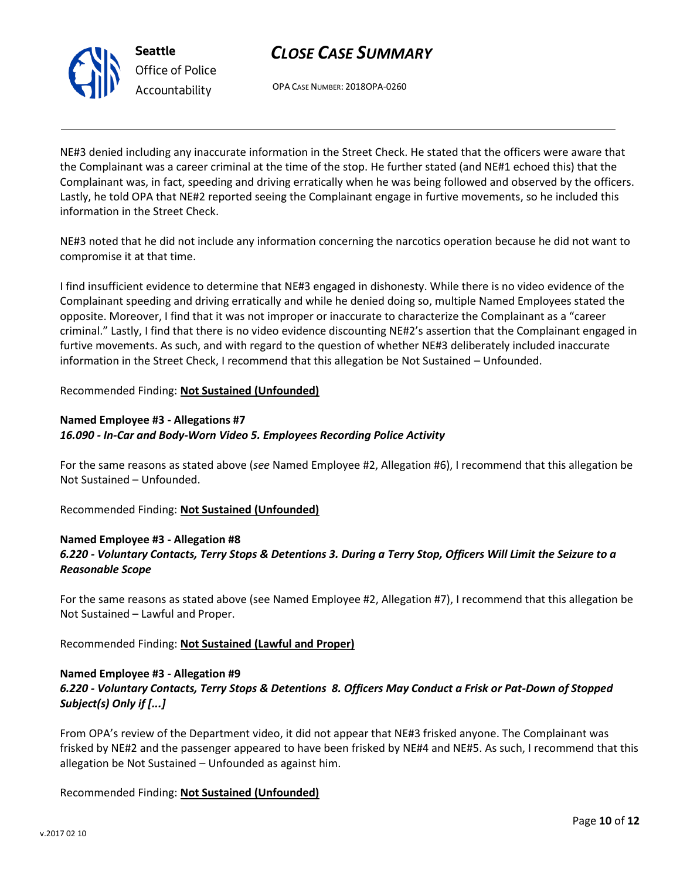NE#3 denied including any inaccurate information in the Street Check. He stated that the officers were aware that the Complainant was a career criminal at the time of the stop. He further stated (and NE#1 echoed this) that the Complainant was, in fact, speeding and driving erratically when he was being followed and observed by the officers. Lastly, he told OPA that NE#2 reported seeing the Complainant engage in furtive movements, so he included this information in the Street Check.

NE#3 noted that he did not include any information concerning the narcotics operation because he did not want to compromise it at that time.

I find insufficient evidence to determine that NE#3 engaged in dishonesty. While there is no video evidence of the Complainant speeding and driving erratically and while he denied doing so, multiple Named Employees stated the opposite. Moreover, I find that it was not improper or inaccurate to characterize the Complainant as a "career criminal." Lastly, I find that there is no video evidence discounting NE#2's assertion that the Complainant engaged in furtive movements. As such, and with regard to the question of whether NE#3 deliberately included inaccurate information in the Street Check, I recommend that this allegation be Not Sustained – Unfounded.

Recommended Finding: **Not Sustained (Unfounded)**

**Named Employee #3 - Allegations #7**
***16.090 - In-Car and Body-Worn Video 5. Employees Recording Police Activity***

For the same reasons as stated above (*see* Named Employee #2, Allegation #6), I recommend that this allegation be Not Sustained – Unfounded.

Recommended Finding: **Not Sustained (Unfounded)**

**Named Employee #3 - Allegation #8**
***6.220 - Voluntary Contacts, Terry Stops & Detentions 3. During a Terry Stop, Officers Will Limit the Seizure to a Reasonable Scope***

For the same reasons as stated above (see Named Employee #2, Allegation #7), I recommend that this allegation be Not Sustained – Lawful and Proper.

Recommended Finding: **Not Sustained (Lawful and Proper)**

**Named Employee #3 - Allegation #9**
***6.220 - Voluntary Contacts, Terry Stops & Detentions 8. Officers May Conduct a Frisk or Pat-Down of Stopped Subject(s) Only if [...]***

From OPA's review of the Department video, it did not appear that NE#3 frisked anyone. The Complainant was frisked by NE#2 and the passenger appeared to have been frisked by NE#4 and NE#5. As such, I recommend that this allegation be Not Sustained – Unfounded as against him.

Recommended Finding: **Not Sustained (Unfounded)**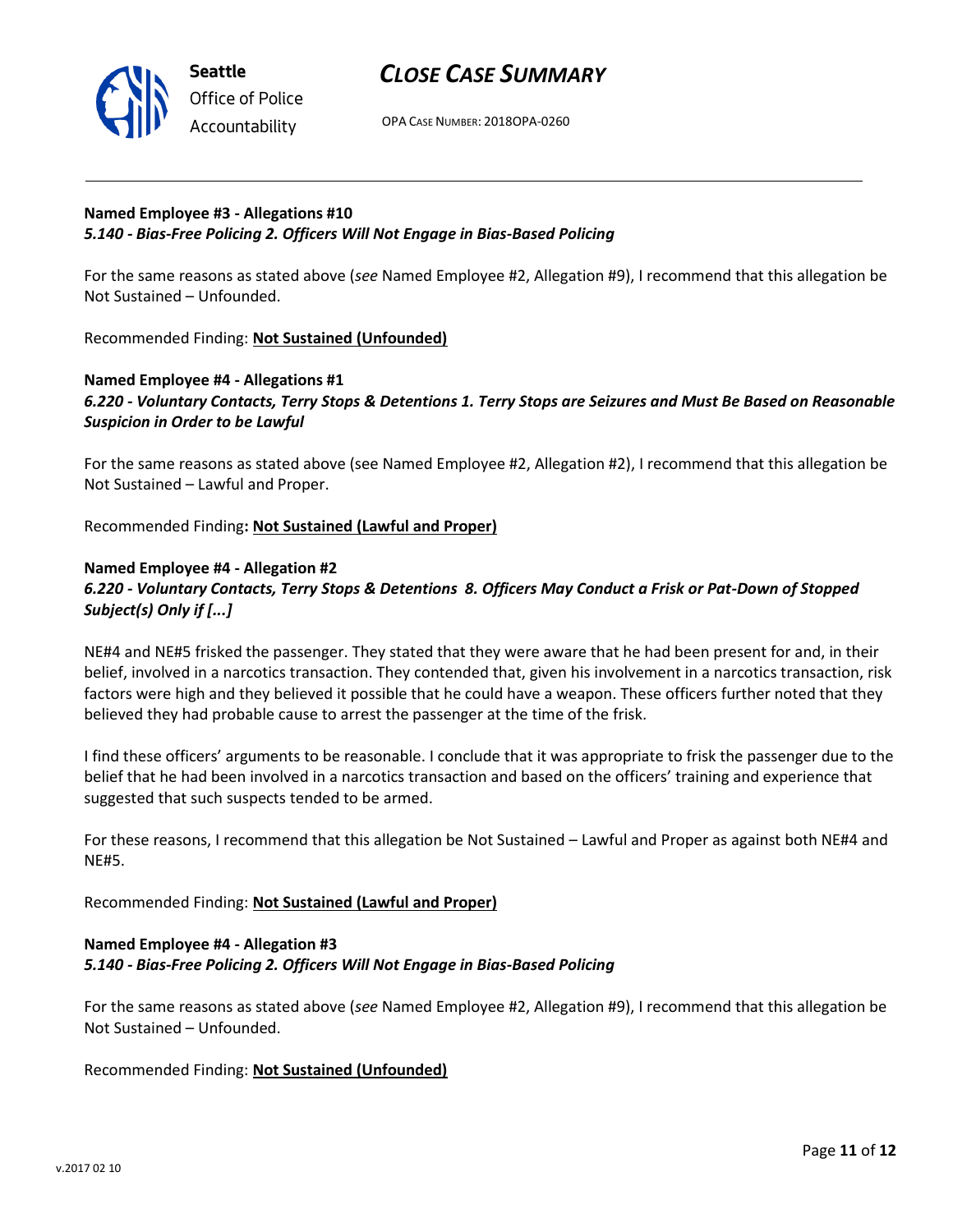**Named Employee #3 - Allegations #10**
***5.140 - Bias-Free Policing 2. Officers Will Not Engage in Bias-Based Policing***

For the same reasons as stated above (*see* Named Employee #2, Allegation #9), I recommend that this allegation be Not Sustained – Unfounded.

Recommended Finding: **Not Sustained (Unfounded)**

**Named Employee #4 - Allegations #1**
***6.220 - Voluntary Contacts, Terry Stops & Detentions 1. Terry Stops are Seizures and Must Be Based on Reasonable Suspicion in Order to be Lawful***

For the same reasons as stated above (see Named Employee #2, Allegation #2), I recommend that this allegation be Not Sustained – Lawful and Proper.

Recommended Finding**: Not Sustained (Lawful and Proper)**

**Named Employee #4 - Allegation #2**
***6.220 - Voluntary Contacts, Terry Stops & Detentions 8. Officers May Conduct a Frisk or Pat-Down of Stopped Subject(s) Only if [...]***

NE#4 and NE#5 frisked the passenger. They stated that they were aware that he had been present for and, in their belief, involved in a narcotics transaction. They contended that, given his involvement in a narcotics transaction, risk factors were high and they believed it possible that he could have a weapon. These officers further noted that they believed they had probable cause to arrest the passenger at the time of the frisk.

I find these officers' arguments to be reasonable. I conclude that it was appropriate to frisk the passenger due to the belief that he had been involved in a narcotics transaction and based on the officers' training and experience that suggested that such suspects tended to be armed.

For these reasons, I recommend that this allegation be Not Sustained – Lawful and Proper as against both NE#4 and NE#5.

Recommended Finding: **Not Sustained (Lawful and Proper)**

**Named Employee #4 - Allegation #3**
***5.140 - Bias-Free Policing 2. Officers Will Not Engage in Bias-Based Policing***

For the same reasons as stated above (*see* Named Employee #2, Allegation #9), I recommend that this allegation be Not Sustained – Unfounded.

Recommended Finding: **Not Sustained (Unfounded)**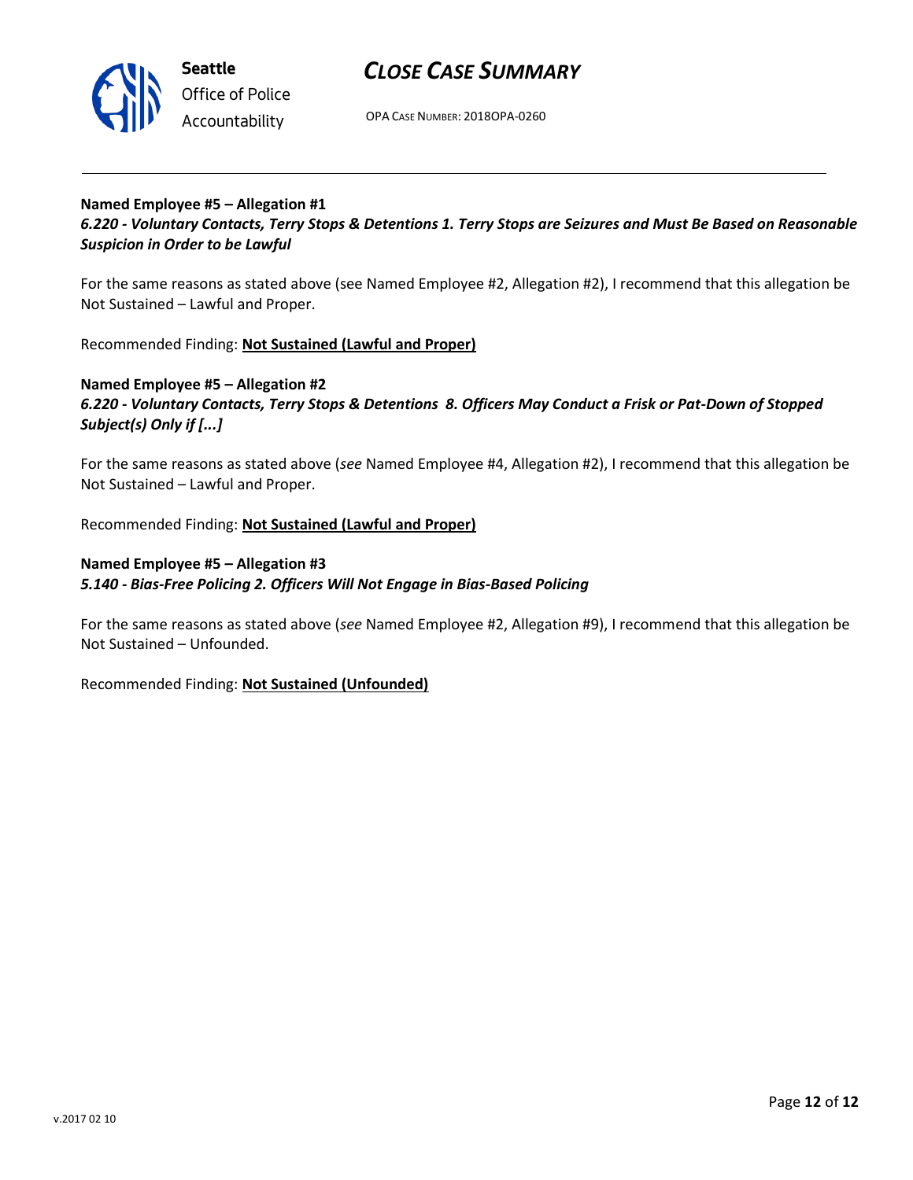**Named Employee #5 – Allegation #1**
***6.220 - Voluntary Contacts, Terry Stops & Detentions 1. Terry Stops are Seizures and Must Be Based on Reasonable Suspicion in Order to be Lawful***

For the same reasons as stated above (see Named Employee #2, Allegation #2), I recommend that this allegation be Not Sustained – Lawful and Proper.

Recommended Finding: **Not Sustained (Lawful and Proper)**

**Named Employee #5 – Allegation #2**
***6.220 - Voluntary Contacts, Terry Stops & Detentions 8. Officers May Conduct a Frisk or Pat-Down of Stopped Subject(s) Only if [...]***

For the same reasons as stated above (*see* Named Employee #4, Allegation #2), I recommend that this allegation be Not Sustained – Lawful and Proper.

Recommended Finding: **Not Sustained (Lawful and Proper)**

**Named Employee #5 – Allegation #3**
***5.140 - Bias-Free Policing 2. Officers Will Not Engage in Bias-Based Policing***

For the same reasons as stated above (*see* Named Employee #2, Allegation #9), I recommend that this allegation be Not Sustained – Unfounded.

Recommended Finding: **Not Sustained (Unfounded)**